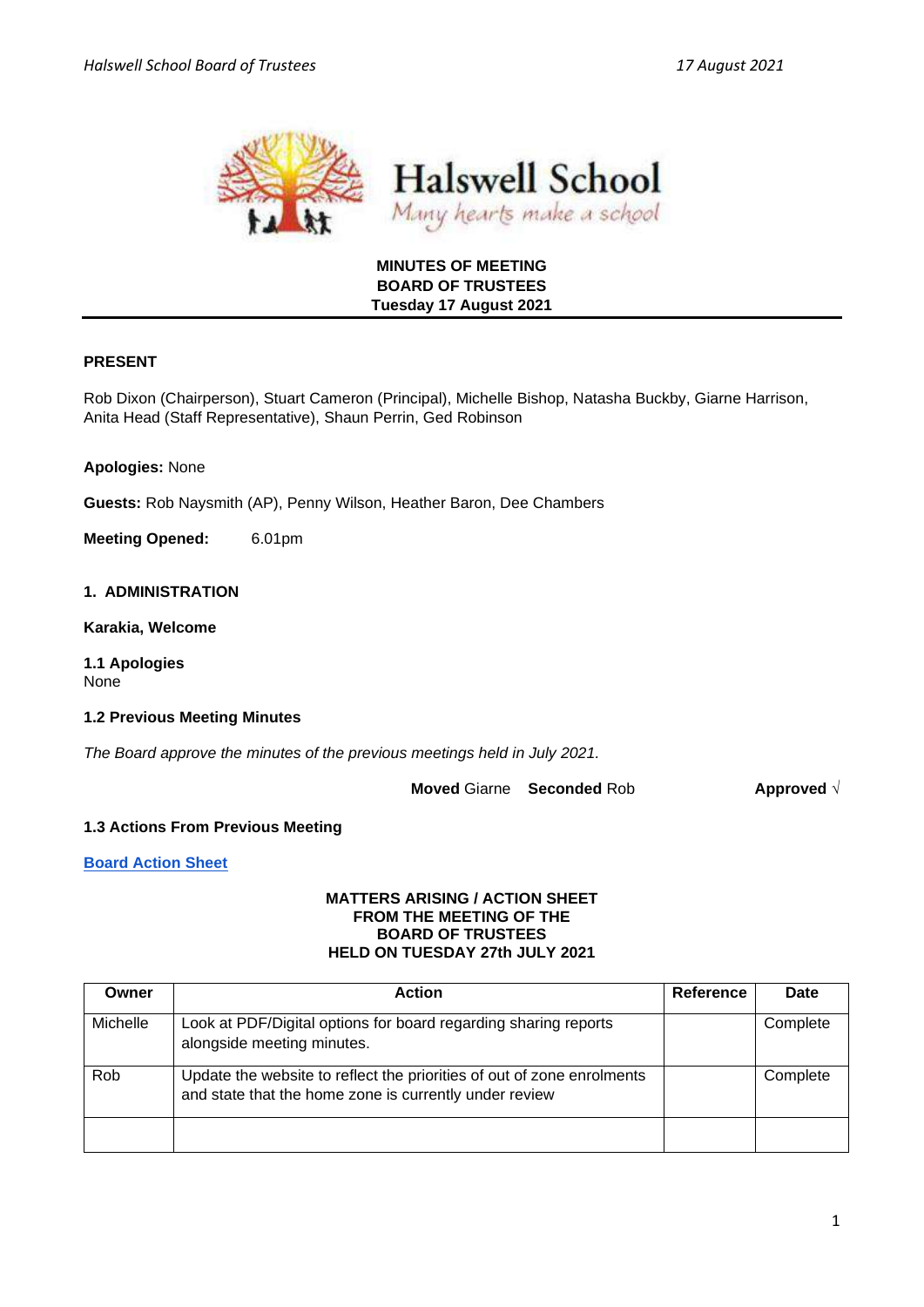Halswell School
Many hearts make a school

**MINUTES OF MEETING**
**BOARD OF TRUSTEES**
**Tuesday 17 August 2021**

---

**PRESENT**

Rob Dixon (Chairperson), Stuart Cameron (Principal), Michelle Bishop, Natasha Buckby, Giarne Harrison, Anita Head (Staff Representative), Shaun Perrin, Ged Robinson

**Apologies:** None

**Guests:** Rob Naysmith (AP), Penny Wilson, Heather Baron, Dee Chambers

**Meeting Opened:** 6.01pm

## 1. ADMINISTRATION

**Karakia, Welcome**

**1.1 Apologies**
None

**1.2 Previous Meeting Minutes**

*The Board approve the minutes of the previous meetings held in July 2021.*

**Moved** Giarne **Seconded** Rob **Approved** √

**1.3 Actions From Previous Meeting**

**Board Action Sheet**

**MATTERS ARISING / ACTION SHEET**
**FROM THE MEETING OF THE**
**BOARD OF TRUSTEES**
**HELD ON TUESDAY 27th JULY 2021**

| Owner | Action | Reference | Date |
|---|---|---|---|
| Michelle | Look at PDF/Digital options for board regarding sharing reports alongside meeting minutes. | | Complete |
| Rob | Update the website to reflect the priorities of out of zone enrolments and state that the home zone is currently under review | | Complete |
| | | | |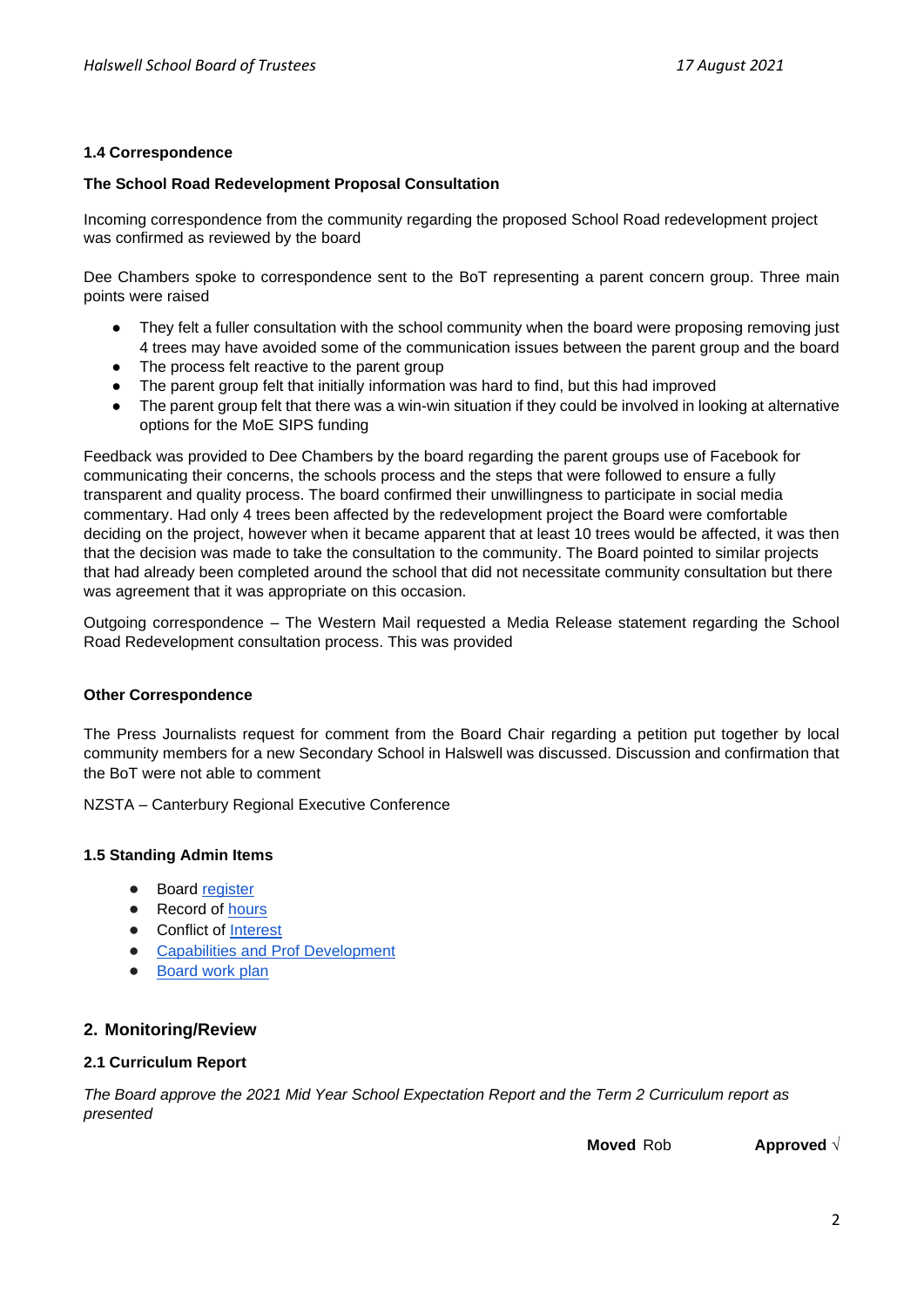### 1.4 Correspondence

**The School Road Redevelopment Proposal Consultation**

Incoming correspondence from the community regarding the proposed School Road redevelopment project was confirmed as reviewed by the board

Dee Chambers spoke to correspondence sent to the BoT representing a parent concern group. Three main points were raised

- They felt a fuller consultation with the school community when the board were proposing removing just 4 trees may have avoided some of the communication issues between the parent group and the board
- The process felt reactive to the parent group
- The parent group felt that initially information was hard to find, but this had improved
- The parent group felt that there was a win-win situation if they could be involved in looking at alternative options for the MoE SIPS funding

Feedback was provided to Dee Chambers by the board regarding the parent groups use of Facebook for communicating their concerns, the schools process and the steps that were followed to ensure a fully transparent and quality process. The board confirmed their unwillingness to participate in social media commentary. Had only 4 trees been affected by the redevelopment project the Board were comfortable deciding on the project, however when it became apparent that at least 10 trees would be affected, it was then that the decision was made to take the consultation to the community. The Board pointed to similar projects that had already been completed around the school that did not necessitate community consultation but there was agreement that it was appropriate on this occasion.

Outgoing correspondence – The Western Mail requested a Media Release statement regarding the School Road Redevelopment consultation process. This was provided

**Other Correspondence**

The Press Journalists request for comment from the Board Chair regarding a petition put together by local community members for a new Secondary School in Halswell was discussed. Discussion and confirmation that the BoT were not able to comment

NZSTA – Canterbury Regional Executive Conference

### 1.5 Standing Admin Items

- Board register
- Record of hours
- Conflict of Interest
- Capabilities and Prof Development
- Board work plan

## 2. Monitoring/Review

### 2.1 Curriculum Report

*The Board approve the 2021 Mid Year School Expectation Report and the Term 2 Curriculum report as presented*

**Moved** Rob **Approved** √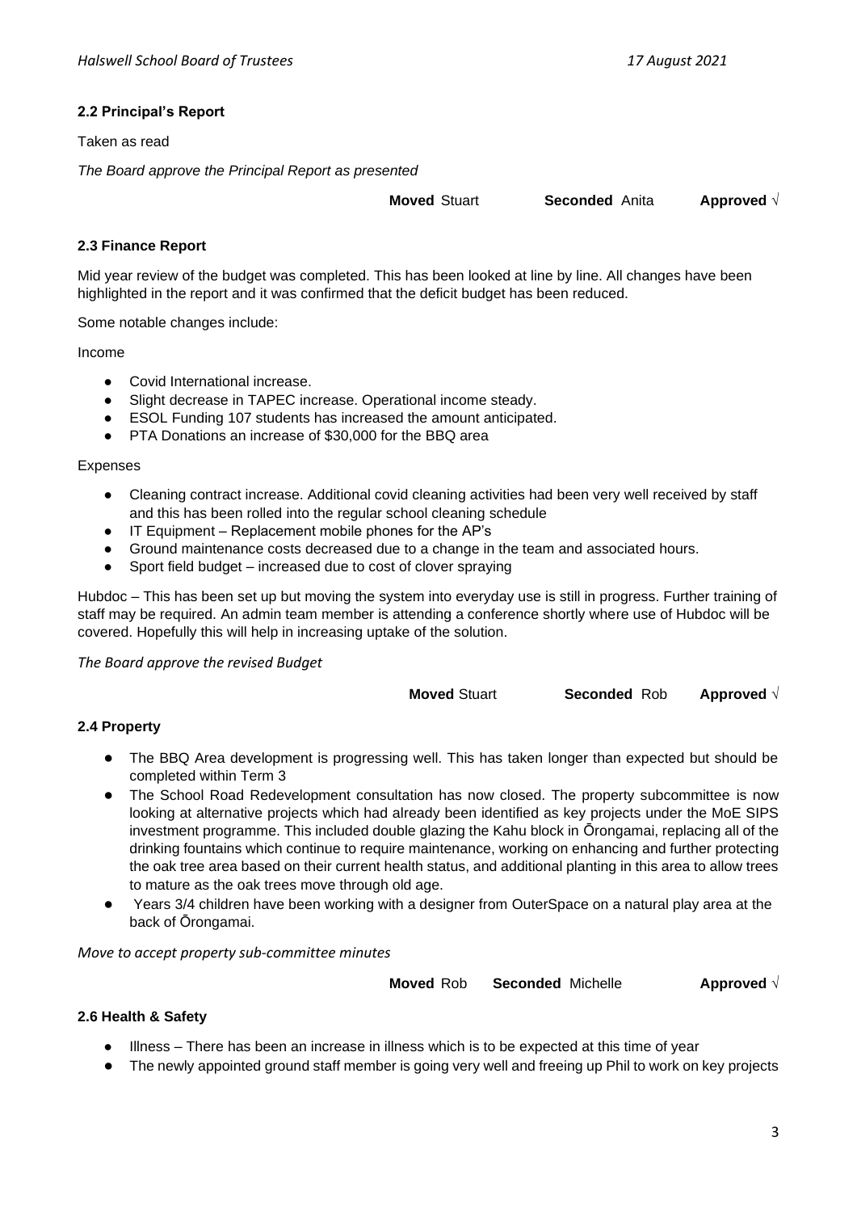## 2.2 Principal's Report

Taken as read

*The Board approve the Principal Report as presented*

**Moved** Stuart **Seconded** Anita **Approved** √

## 2.3 Finance Report

Mid year review of the budget was completed. This has been looked at line by line. All changes have been highlighted in the report and it was confirmed that the deficit budget has been reduced.

Some notable changes include:

Income

- Covid International increase.
- Slight decrease in TAPEC increase. Operational income steady.
- ESOL Funding 107 students has increased the amount anticipated.
- PTA Donations an increase of $30,000 for the BBQ area

Expenses

- Cleaning contract increase. Additional covid cleaning activities had been very well received by staff and this has been rolled into the regular school cleaning schedule
- IT Equipment – Replacement mobile phones for the AP's
- Ground maintenance costs decreased due to a change in the team and associated hours.
- Sport field budget – increased due to cost of clover spraying

Hubdoc – This has been set up but moving the system into everyday use is still in progress. Further training of staff may be required. An admin team member is attending a conference shortly where use of Hubdoc will be covered. Hopefully this will help in increasing uptake of the solution.

*The Board approve the revised Budget*

**Moved** Stuart **Seconded** Rob **Approved** √

## 2.4 Property

- The BBQ Area development is progressing well. This has taken longer than expected but should be completed within Term 3
- The School Road Redevelopment consultation has now closed. The property subcommittee is now looking at alternative projects which had already been identified as key projects under the MoE SIPS investment programme. This included double glazing the Kahu block in Ōrongamai, replacing all of the drinking fountains which continue to require maintenance, working on enhancing and further protecting the oak tree area based on their current health status, and additional planting in this area to allow trees to mature as the oak trees move through old age.
- Years 3/4 children have been working with a designer from OuterSpace on a natural play area at the back of Ōrongamai.

*Move to accept property sub-committee minutes*

**Moved** Rob **Seconded** Michelle **Approved** √

## 2.6 Health & Safety

- Illness – There has been an increase in illness which is to be expected at this time of year
- The newly appointed ground staff member is going very well and freeing up Phil to work on key projects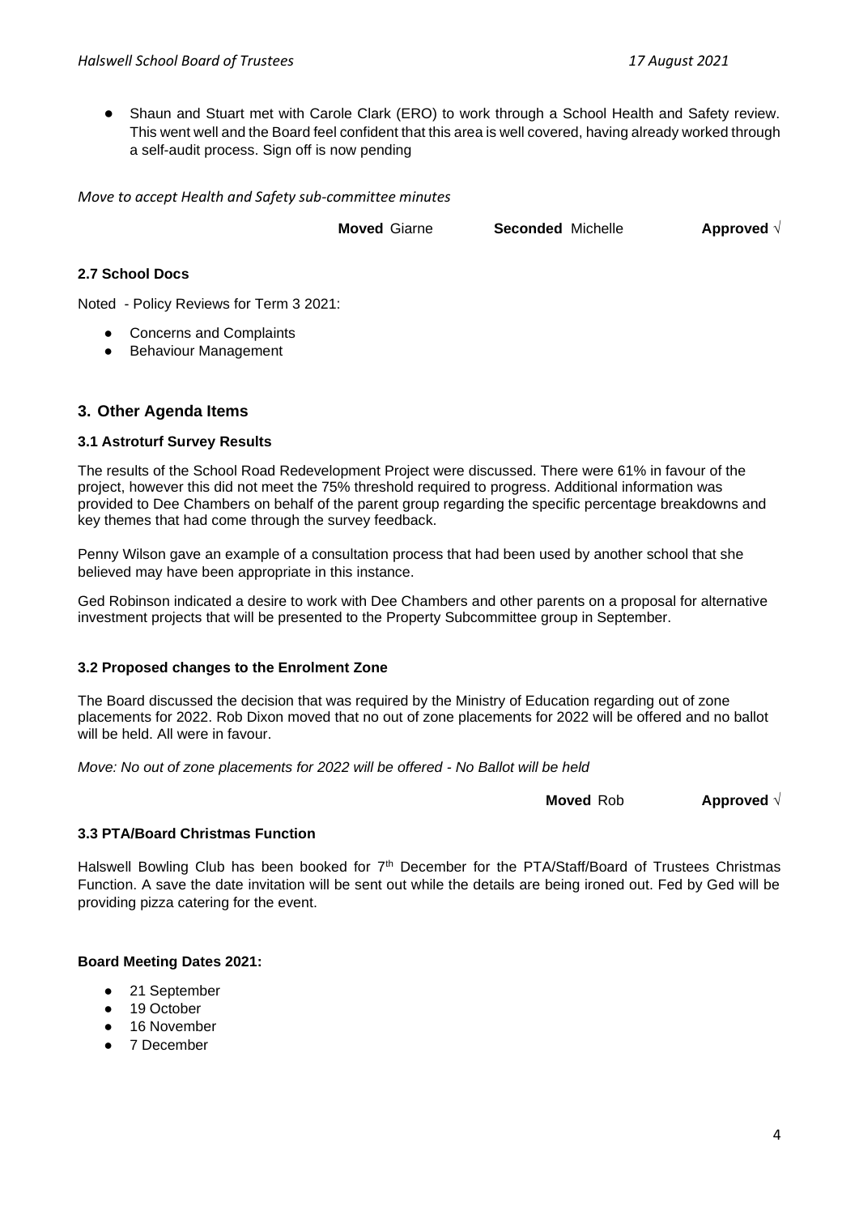- Shaun and Stuart met with Carole Clark (ERO) to work through a School Health and Safety review. This went well and the Board feel confident that this area is well covered, having already worked through a self-audit process. Sign off is now pending

*Move to accept Health and Safety sub-committee minutes*

**Moved** Giarne **Seconded** Michelle **Approved** √

**2.7 School Docs**

Noted - Policy Reviews for Term 3 2021:

- Concerns and Complaints
- Behaviour Management

## 3. Other Agenda Items

**3.1 Astroturf Survey Results**

The results of the School Road Redevelopment Project were discussed. There were 61% in favour of the project, however this did not meet the 75% threshold required to progress. Additional information was provided to Dee Chambers on behalf of the parent group regarding the specific percentage breakdowns and key themes that had come through the survey feedback.

Penny Wilson gave an example of a consultation process that had been used by another school that she believed may have been appropriate in this instance.

Ged Robinson indicated a desire to work with Dee Chambers and other parents on a proposal for alternative investment projects that will be presented to the Property Subcommittee group in September.

**3.2 Proposed changes to the Enrolment Zone**

The Board discussed the decision that was required by the Ministry of Education regarding out of zone placements for 2022. Rob Dixon moved that no out of zone placements for 2022 will be offered and no ballot will be held. All were in favour.

*Move: No out of zone placements for 2022 will be offered - No Ballot will be held*

**Moved** Rob **Approved** √

**3.3 PTA/Board Christmas Function**

Halswell Bowling Club has been booked for 7th December for the PTA/Staff/Board of Trustees Christmas Function. A save the date invitation will be sent out while the details are being ironed out. Fed by Ged will be providing pizza catering for the event.

**Board Meeting Dates 2021:**

- 21 September
- 19 October
- 16 November
- 7 December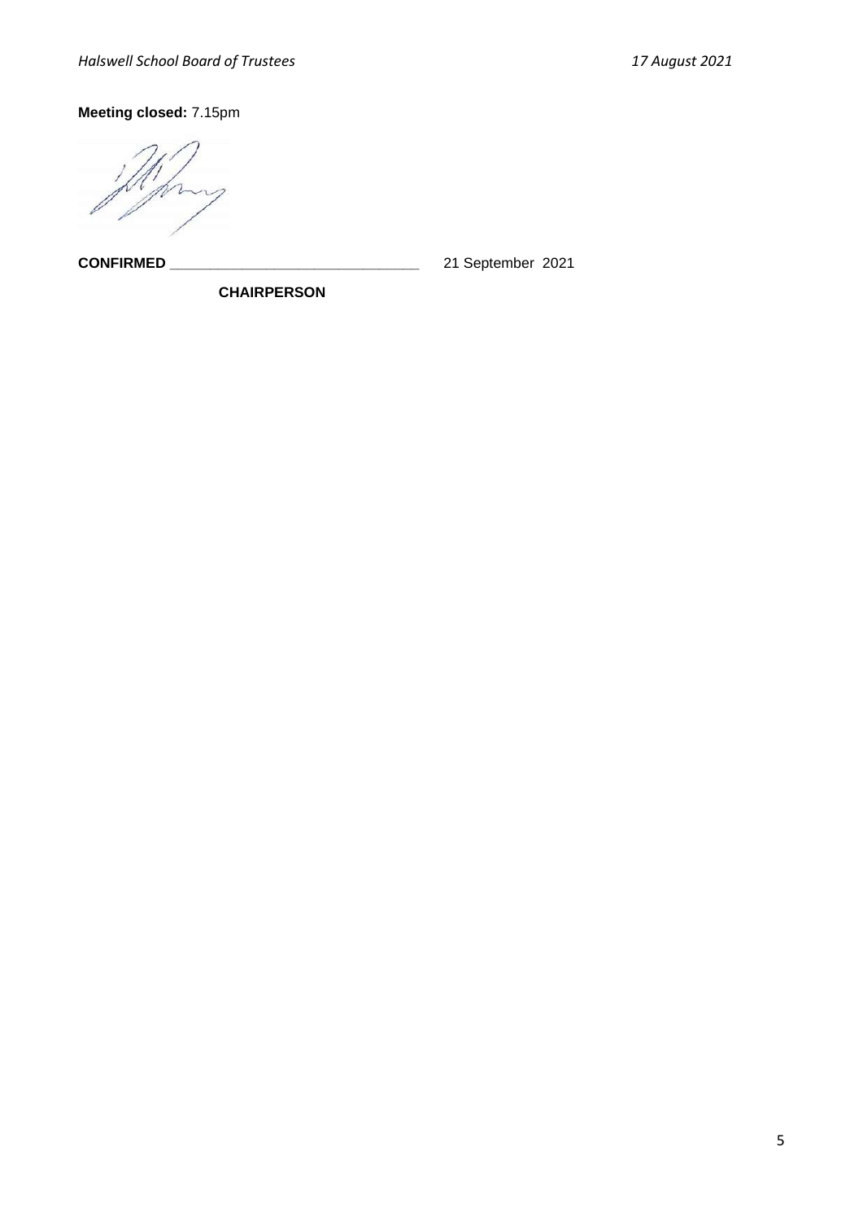**Meeting closed:** 7.15pm

**CONFIRMED** _______________________________ 21 September 2021

**CHAIRPERSON**